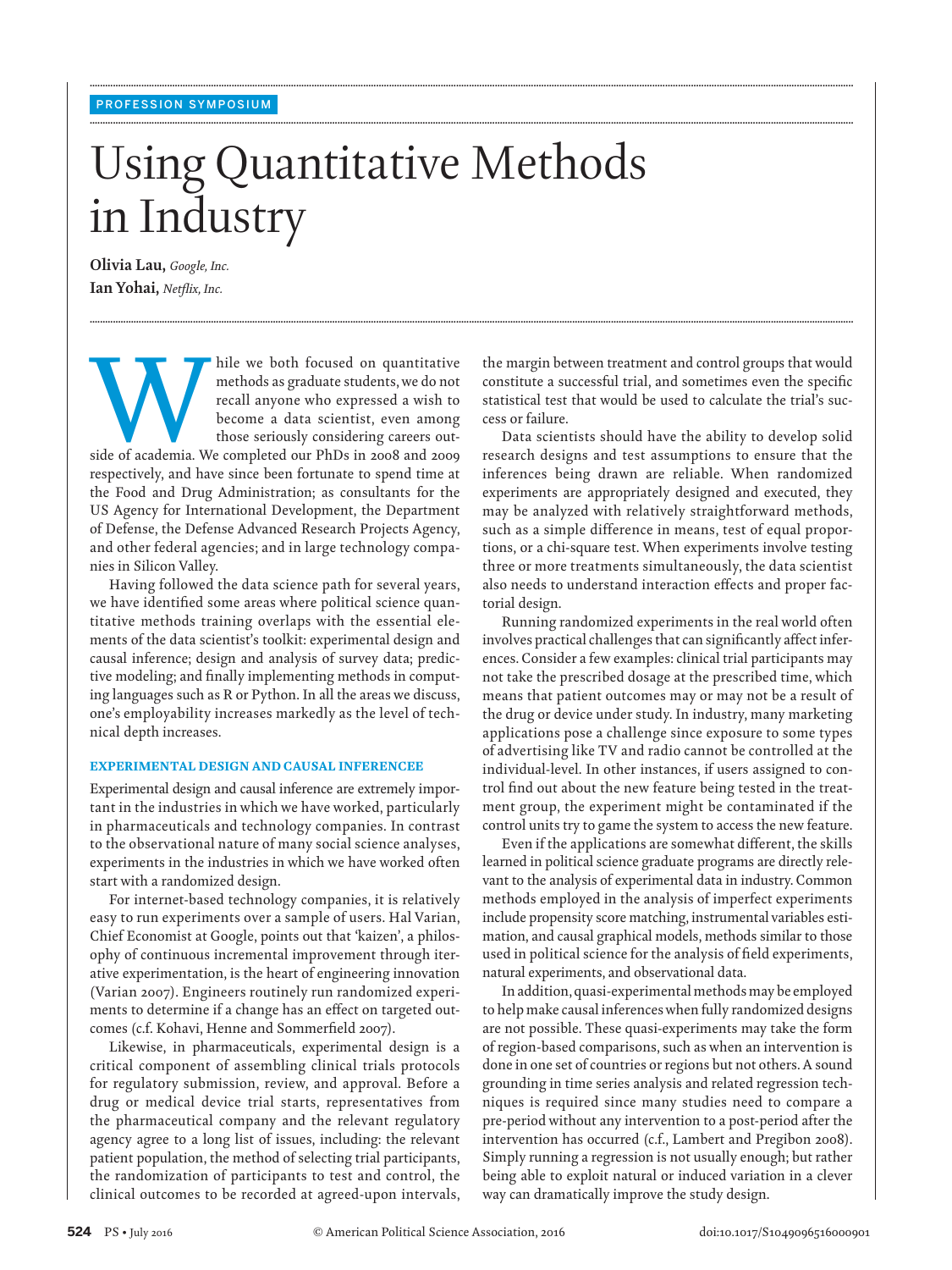PROFESSION SYMPOSIUM

# Using Quantitative Methods in Industry

**Olivia Lau,** *Google, Inc.*
**Ian Yohai,** *Netflix, Inc.*

While we both focused on quantitative methods as graduate students, we do not recall anyone who expressed a wish to become a data scientist, even among those seriously considering careers outside of academia. We completed our PhDs in 2008 and 2009 respectively, and have since been fortunate to spend time at the Food and Drug Administration; as consultants for the US Agency for International Development, the Department of Defense, the Defense Advanced Research Projects Agency, and other federal agencies; and in large technology companies in Silicon Valley.

Having followed the data science path for several years, we have identified some areas where political science quantitative methods training overlaps with the essential elements of the data scientist's toolkit: experimental design and causal inference; design and analysis of survey data; predictive modeling; and finally implementing methods in computing languages such as R or Python. In all the areas we discuss, one's employability increases markedly as the level of technical depth increases.

## EXPERIMENTAL DESIGN AND CAUSAL INFERENCEE

Experimental design and causal inference are extremely important in the industries in which we have worked, particularly in pharmaceuticals and technology companies. In contrast to the observational nature of many social science analyses, experiments in the industries in which we have worked often start with a randomized design.

For internet-based technology companies, it is relatively easy to run experiments over a sample of users. Hal Varian, Chief Economist at Google, points out that 'kaizen', a philosophy of continuous incremental improvement through iterative experimentation, is the heart of engineering innovation (Varian 2007). Engineers routinely run randomized experiments to determine if a change has an effect on targeted outcomes (c.f. Kohavi, Henne and Sommerfield 2007).

Likewise, in pharmaceuticals, experimental design is a critical component of assembling clinical trials protocols for regulatory submission, review, and approval. Before a drug or medical device trial starts, representatives from the pharmaceutical company and the relevant regulatory agency agree to a long list of issues, including: the relevant patient population, the method of selecting trial participants, the randomization of participants to test and control, the clinical outcomes to be recorded at agreed-upon intervals, the margin between treatment and control groups that would constitute a successful trial, and sometimes even the specific statistical test that would be used to calculate the trial's success or failure.

Data scientists should have the ability to develop solid research designs and test assumptions to ensure that the inferences being drawn are reliable. When randomized experiments are appropriately designed and executed, they may be analyzed with relatively straightforward methods, such as a simple difference in means, test of equal proportions, or a chi-square test. When experiments involve testing three or more treatments simultaneously, the data scientist also needs to understand interaction effects and proper factorial design.

Running randomized experiments in the real world often involves practical challenges that can significantly affect inferences. Consider a few examples: clinical trial participants may not take the prescribed dosage at the prescribed time, which means that patient outcomes may or may not be a result of the drug or device under study. In industry, many marketing applications pose a challenge since exposure to some types of advertising like TV and radio cannot be controlled at the individual-level. In other instances, if users assigned to control find out about the new feature being tested in the treatment group, the experiment might be contaminated if the control units try to game the system to access the new feature.

Even if the applications are somewhat different, the skills learned in political science graduate programs are directly relevant to the analysis of experimental data in industry. Common methods employed in the analysis of imperfect experiments include propensity score matching, instrumental variables estimation, and causal graphical models, methods similar to those used in political science for the analysis of field experiments, natural experiments, and observational data.

In addition, quasi-experimental methods may be employed to help make causal inferences when fully randomized designs are not possible. These quasi-experiments may take the form of region-based comparisons, such as when an intervention is done in one set of countries or regions but not others. A sound grounding in time series analysis and related regression techniques is required since many studies need to compare a pre-period without any intervention to a post-period after the intervention has occurred (c.f., Lambert and Pregibon 2008). Simply running a regression is not usually enough; but rather being able to exploit natural or induced variation in a clever way can dramatically improve the study design.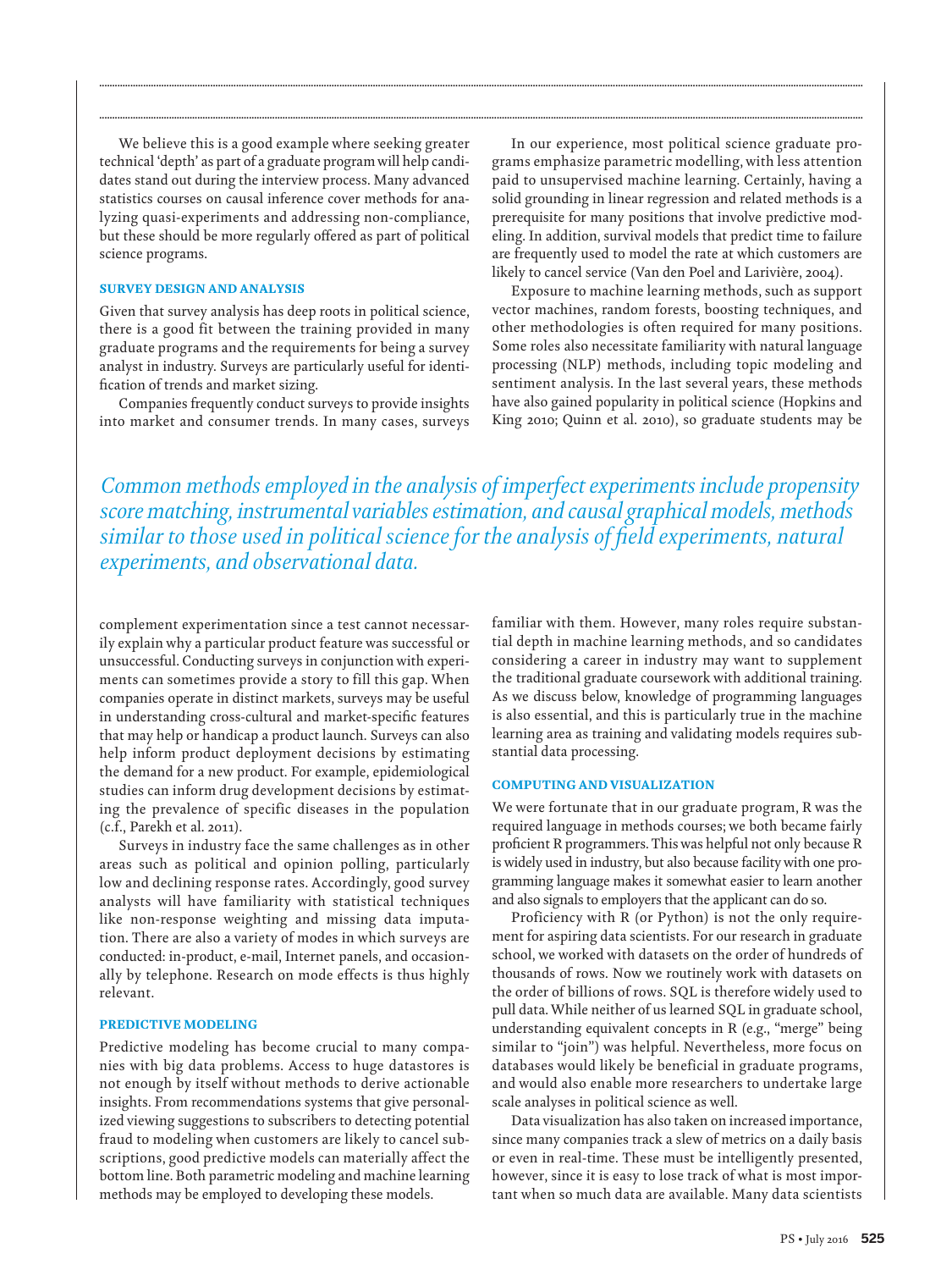We believe this is a good example where seeking greater technical 'depth' as part of a graduate program will help candidates stand out during the interview process. Many advanced statistics courses on causal inference cover methods for analyzing quasi-experiments and addressing non-compliance, but these should be more regularly offered as part of political science programs.

### SURVEY DESIGN AND ANALYSIS

Given that survey analysis has deep roots in political science, there is a good fit between the training provided in many graduate programs and the requirements for being a survey analyst in industry. Surveys are particularly useful for identification of trends and market sizing.

Companies frequently conduct surveys to provide insights into market and consumer trends. In many cases, surveys complement experimentation since a test cannot necessarily explain why a particular product feature was successful or unsuccessful. Conducting surveys in conjunction with experiments can sometimes provide a story to fill this gap. When companies operate in distinct markets, surveys may be useful in understanding cross-cultural and market-specific features that may help or handicap a product launch. Surveys can also help inform product deployment decisions by estimating the demand for a new product. For example, epidemiological studies can inform drug development decisions by estimating the prevalence of specific diseases in the population (c.f., Parekh et al. 2011).

*Common methods employed in the analysis of imperfect experiments include propensity score matching, instrumental variables estimation, and causal graphical models, methods similar to those used in political science for the analysis of field experiments, natural experiments, and observational data.*

Surveys in industry face the same challenges as in other areas such as political and opinion polling, particularly low and declining response rates. Accordingly, good survey analysts will have familiarity with statistical techniques like non-response weighting and missing data imputation. There are also a variety of modes in which surveys are conducted: in-product, e-mail, Internet panels, and occasionally by telephone. Research on mode effects is thus highly relevant.

### PREDICTIVE MODELING

Predictive modeling has become crucial to many companies with big data problems. Access to huge datastores is not enough by itself without methods to derive actionable insights. From recommendations systems that give personalized viewing suggestions to subscribers to detecting potential fraud to modeling when customers are likely to cancel subscriptions, good predictive models can materially affect the bottom line. Both parametric modeling and machine learning methods may be employed to developing these models.

In our experience, most political science graduate programs emphasize parametric modelling, with less attention paid to unsupervised machine learning. Certainly, having a solid grounding in linear regression and related methods is a prerequisite for many positions that involve predictive modeling. In addition, survival models that predict time to failure are frequently used to model the rate at which customers are likely to cancel service (Van den Poel and Larivière, 2004).

Exposure to machine learning methods, such as support vector machines, random forests, boosting techniques, and other methodologies is often required for many positions. Some roles also necessitate familiarity with natural language processing (NLP) methods, including topic modeling and sentiment analysis. In the last several years, these methods have also gained popularity in political science (Hopkins and King 2010; Quinn et al. 2010), so graduate students may be familiar with them. However, many roles require substantial depth in machine learning methods, and so candidates considering a career in industry may want to supplement the traditional graduate coursework with additional training. As we discuss below, knowledge of programming languages is also essential, and this is particularly true in the machine learning area as training and validating models requires substantial data processing.

### COMPUTING AND VISUALIZATION

We were fortunate that in our graduate program, R was the required language in methods courses; we both became fairly proficient R programmers. This was helpful not only because R is widely used in industry, but also because facility with one programming language makes it somewhat easier to learn another and also signals to employers that the applicant can do so.

Proficiency with R (or Python) is not the only requirement for aspiring data scientists. For our research in graduate school, we worked with datasets on the order of hundreds of thousands of rows. Now we routinely work with datasets on the order of billions of rows. SQL is therefore widely used to pull data. While neither of us learned SQL in graduate school, understanding equivalent concepts in R (e.g., "merge" being similar to "join") was helpful. Nevertheless, more focus on databases would likely be beneficial in graduate programs, and would also enable more researchers to undertake large scale analyses in political science as well.

Data visualization has also taken on increased importance, since many companies track a slew of metrics on a daily basis or even in real-time. These must be intelligently presented, however, since it is easy to lose track of what is most important when so much data are available. Many data scientists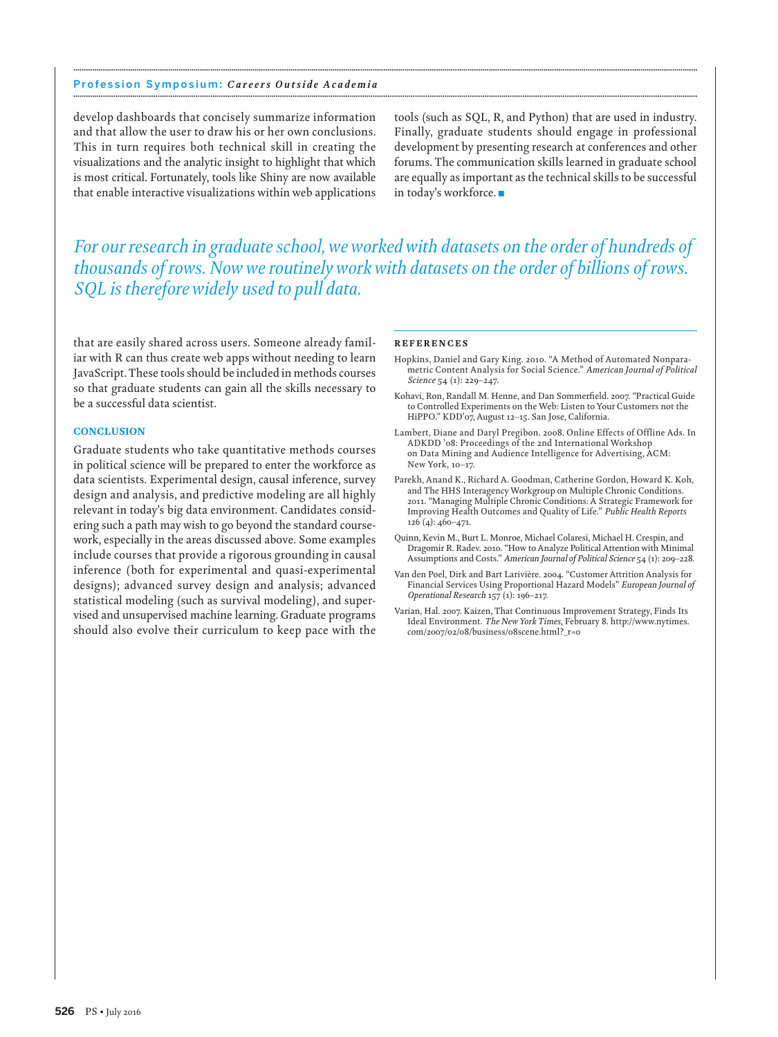develop dashboards that concisely summarize information and that allow the user to draw his or her own conclusions. This in turn requires both technical skill in creating the visualizations and the analytic insight to highlight that which is most critical. Fortunately, tools like Shiny are now available that enable interactive visualizations within web applications that are easily shared across users. Someone already familiar with R can thus create web apps without needing to learn JavaScript. These tools should be included in methods courses so that graduate students can gain all the skills necessary to be a successful data scientist.

*For our research in graduate school, we worked with datasets on the order of hundreds of thousands of rows. Now we routinely work with datasets on the order of billions of rows. SQL is therefore widely used to pull data.*

## CONCLUSION

Graduate students who take quantitative methods courses in political science will be prepared to enter the workforce as data scientists. Experimental design, causal inference, survey design and analysis, and predictive modeling are all highly relevant in today's big data environment. Candidates considering such a path may wish to go beyond the standard coursework, especially in the areas discussed above. Some examples include courses that provide a rigorous grounding in causal inference (both for experimental and quasi-experimental designs); advanced survey design and analysis; advanced statistical modeling (such as survival modeling), and supervised and unsupervised machine learning. Graduate programs should also evolve their curriculum to keep pace with the tools (such as SQL, R, and Python) that are used in industry. Finally, graduate students should engage in professional development by presenting research at conferences and other forums. The communication skills learned in graduate school are equally as important as the technical skills to be successful in today's workforce. ■

## REFERENCES

Hopkins, Daniel and Gary King. 2010. "A Method of Automated Nonparametric Content Analysis for Social Science." *American Journal of Political Science* 54 (1): 229–247.

Kohavi, Ron, Randall M. Henne, and Dan Sommerfield. 2007. "Practical Guide to Controlled Experiments on the Web: Listen to Your Customers not the HiPPO." KDD'07, August 12–15. San Jose, California.

Lambert, Diane and Daryl Pregibon. 2008. Online Effects of Offline Ads. In ADKDD '08: Proceedings of the 2nd International Workshop on Data Mining and Audience Intelligence for Advertising, ACM: New York, 10–17.

Parekh, Anand K., Richard A. Goodman, Catherine Gordon, Howard K. Koh, and The HHS Interagency Workgroup on Multiple Chronic Conditions. 2011. "Managing Multiple Chronic Conditions: A Strategic Framework for Improving Health Outcomes and Quality of Life." *Public Health Reports* 126 (4): 460–471.

Quinn, Kevin M., Burt L. Monroe, Michael Colaresi, Michael H. Crespin, and Dragomir R. Radev. 2010. "How to Analyze Political Attention with Minimal Assumptions and Costs." *American Journal of Political Science* 54 (1): 209–228.

Van den Poel, Dirk and Bart Larivière. 2004. "Customer Attrition Analysis for Financial Services Using Proportional Hazard Models" *European Journal of Operational Research* 157 (1): 196–217.

Varian, Hal. 2007. Kaizen, That Continuous Improvement Strategy, Finds Its Ideal Environment. *The New York Times*, February 8. http://www.nytimes.com/2007/02/08/business/08scene.html?_r=0